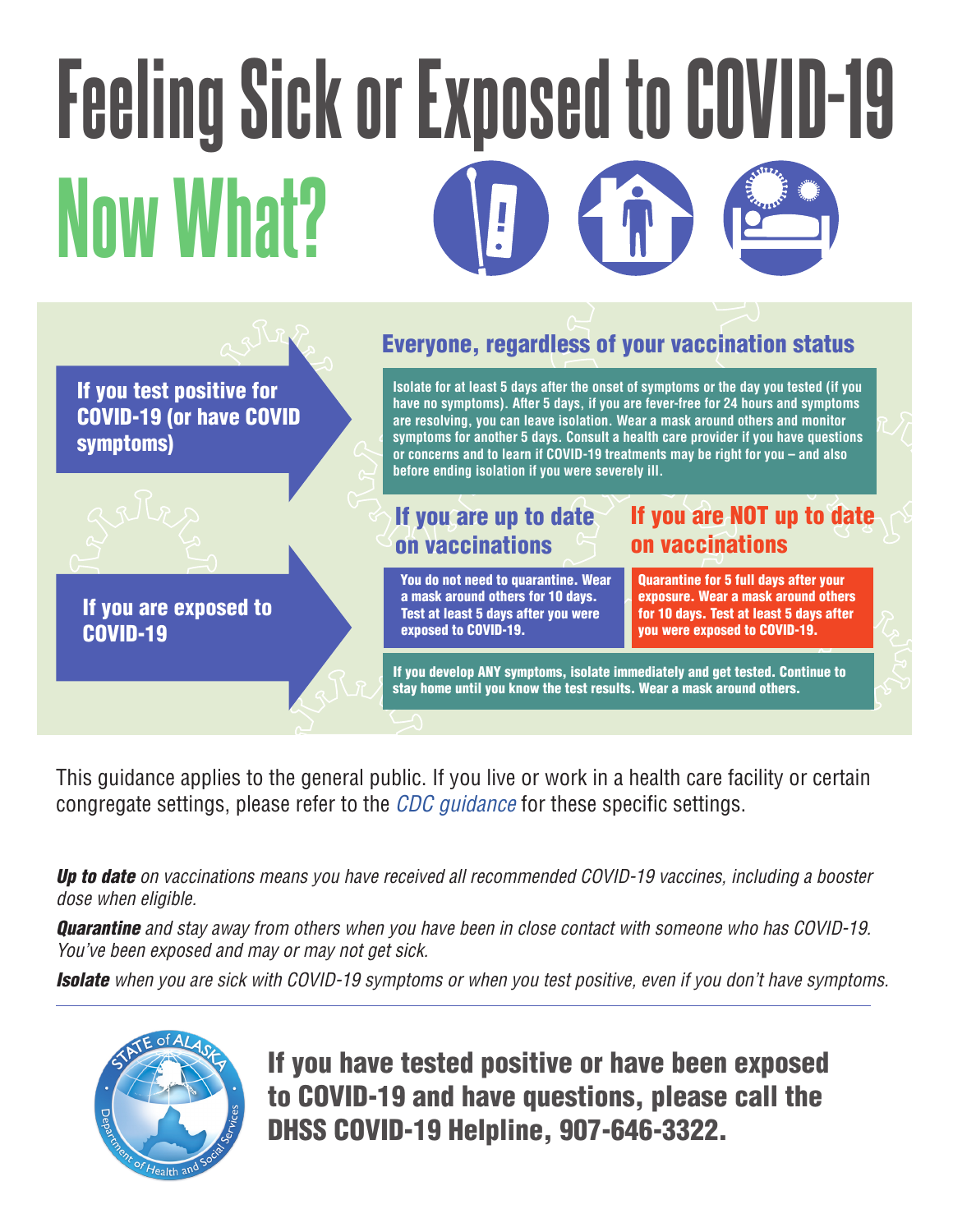# Feeling Sick or Exposed to COVID-19

# Now What?

## If you test positive for COVID-19 (or have COVID symptoms)

### Everyone, regardless of your vaccination status

Isolate for at least 5 days after the onset of symptoms or the day you tested (if you have no symptoms). After 5 days, if you are fever-free for 24 hours and symptoms are resolving, you can leave isolation. Wear a mask around others and monitor symptoms for another 5 days. Consult a health care provider if you have questions or concerns and to learn if COVID-19 treatments may be right for you – and also before ending isolation if you were severely ill.

## If you are exposed to COVID-19

### If you are up to date on vaccinations

You do not need to quarantine. Wear a mask around others for 10 days. Test at least 5 days after you were exposed to COVID-19.

### If you are NOT up to date on vaccinations

Quarantine for 5 full days after your exposure. Wear a mask around others for 10 days. Test at least 5 days after you were exposed to COVID-19.

If you develop ANY symptoms, isolate immediately and get tested. Continue to stay home until you know the test results. Wear a mask around others.

This guidance applies to the general public. If you live or work in a health care facility or certain congregate settings, please refer to the *CDC guidance* for these specific settings.

***Up to date*** *on vaccinations means you have received all recommended COVID-19 vaccines, including a booster dose when eligible.*

***Quarantine*** *and stay away from others when you have been in close contact with someone who has COVID-19. You've been exposed and may or may not get sick.*

***Isolate*** *when you are sick with COVID-19 symptoms or when you test positive, even if you don't have symptoms.*

---

State of Alaska Department of Health and Social Services

**If you have tested positive or have been exposed to COVID-19 and have questions, please call the DHSS COVID-19 Helpline, 907-646-3322.**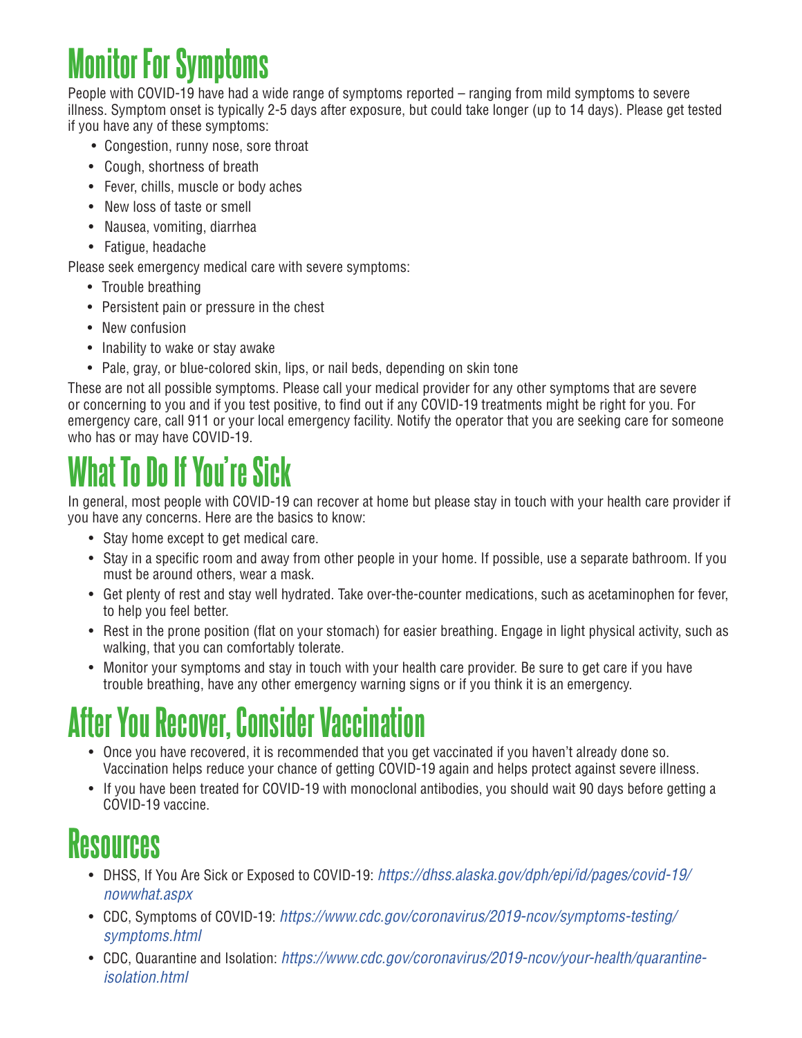# Monitor For Symptoms

People with COVID-19 have had a wide range of symptoms reported – ranging from mild symptoms to severe illness. Symptom onset is typically 2-5 days after exposure, but could take longer (up to 14 days). Please get tested if you have any of these symptoms:

- Congestion, runny nose, sore throat
- Cough, shortness of breath
- Fever, chills, muscle or body aches
- New loss of taste or smell
- Nausea, vomiting, diarrhea
- Fatigue, headache

Please seek emergency medical care with severe symptoms:

- Trouble breathing
- Persistent pain or pressure in the chest
- New confusion
- Inability to wake or stay awake
- Pale, gray, or blue-colored skin, lips, or nail beds, depending on skin tone

These are not all possible symptoms. Please call your medical provider for any other symptoms that are severe or concerning to you and if you test positive, to find out if any COVID-19 treatments might be right for you. For emergency care, call 911 or your local emergency facility. Notify the operator that you are seeking care for someone who has or may have COVID-19.

# What To Do If You're Sick

In general, most people with COVID-19 can recover at home but please stay in touch with your health care provider if you have any concerns. Here are the basics to know:

- Stay home except to get medical care.
- Stay in a specific room and away from other people in your home. If possible, use a separate bathroom. If you must be around others, wear a mask.
- Get plenty of rest and stay well hydrated. Take over-the-counter medications, such as acetaminophen for fever, to help you feel better.
- Rest in the prone position (flat on your stomach) for easier breathing. Engage in light physical activity, such as walking, that you can comfortably tolerate.
- Monitor your symptoms and stay in touch with your health care provider. Be sure to get care if you have trouble breathing, have any other emergency warning signs or if you think it is an emergency.

# After You Recover, Consider Vaccination

- Once you have recovered, it is recommended that you get vaccinated if you haven't already done so. Vaccination helps reduce your chance of getting COVID-19 again and helps protect against severe illness.
- If you have been treated for COVID-19 with monoclonal antibodies, you should wait 90 days before getting a COVID-19 vaccine.

# Resources

- DHSS, If You Are Sick or Exposed to COVID-19: *https://dhss.alaska.gov/dph/epi/id/pages/covid-19/nowwhat.aspx*
- CDC, Symptoms of COVID-19: *https://www.cdc.gov/coronavirus/2019-ncov/symptoms-testing/symptoms.html*
- CDC, Quarantine and Isolation: *https://www.cdc.gov/coronavirus/2019-ncov/your-health/quarantine-isolation.html*